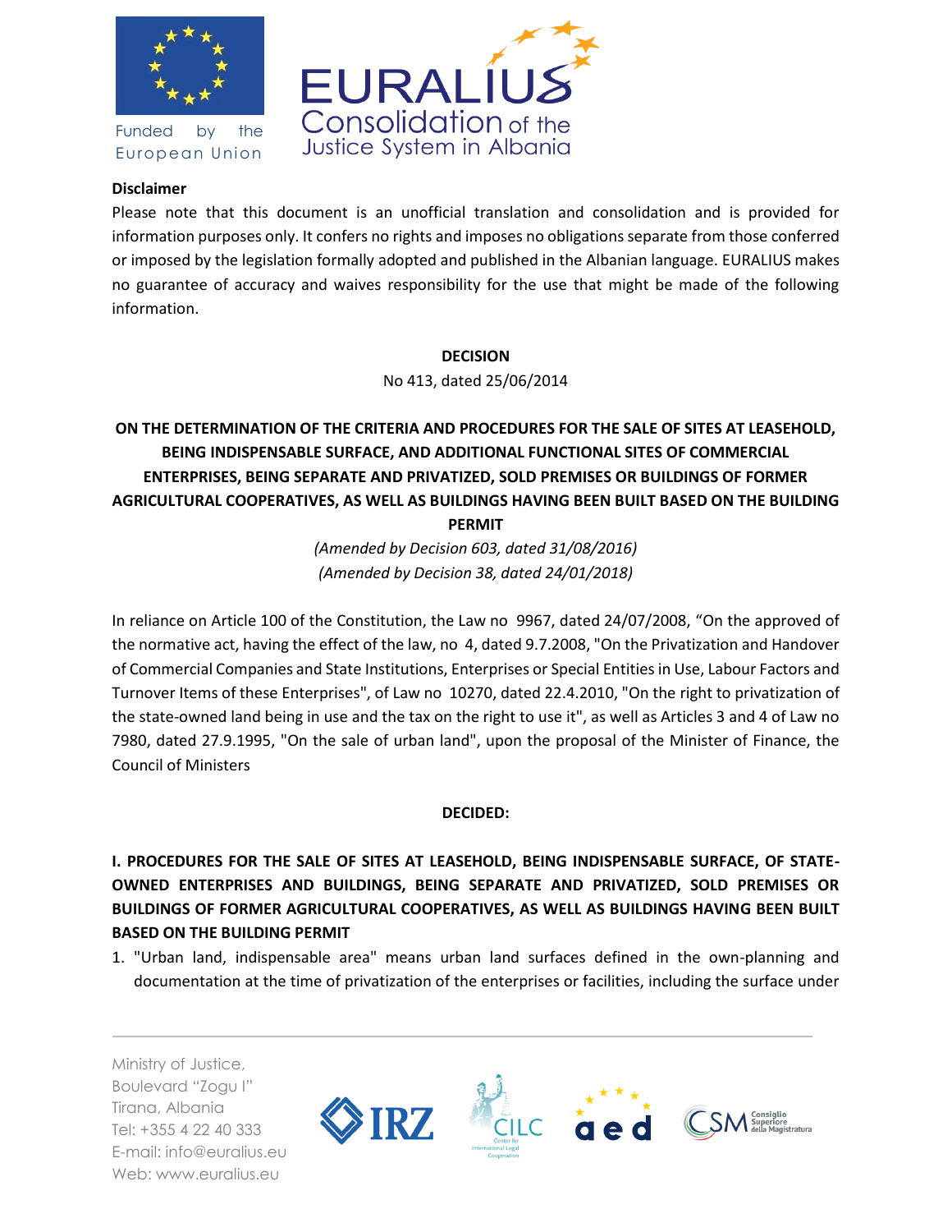**Disclaimer**

Please note that this document is an unofficial translation and consolidation and is provided for information purposes only. It confers no rights and imposes no obligations separate from those conferred or imposed by the legislation formally adopted and published in the Albanian language. EURALIUS makes no guarantee of accuracy and waives responsibility for the use that might be made of the following information.

**DECISION**

No 413, dated 25/06/2014

**ON THE DETERMINATION OF THE CRITERIA AND PROCEDURES FOR THE SALE OF SITES AT LEASEHOLD, BEING INDISPENSABLE SURFACE, AND ADDITIONAL FUNCTIONAL SITES OF COMMERCIAL ENTERPRISES, BEING SEPARATE AND PRIVATIZED, SOLD PREMISES OR BUILDINGS OF FORMER AGRICULTURAL COOPERATIVES, AS WELL AS BUILDINGS HAVING BEEN BUILT BASED ON THE BUILDING PERMIT**

*(Amended by Decision 603, dated 31/08/2016)*
*(Amended by Decision 38, dated 24/01/2018)*

In reliance on Article 100 of the Constitution, the Law no 9967, dated 24/07/2008, “On the approved of the normative act, having the effect of the law, no 4, dated 9.7.2008, "On the Privatization and Handover of Commercial Companies and State Institutions, Enterprises or Special Entities in Use, Labour Factors and Turnover Items of these Enterprises", of Law no 10270, dated 22.4.2010, "On the right to privatization of the state-owned land being in use and the tax on the right to use it", as well as Articles 3 and 4 of Law no 7980, dated 27.9.1995, "On the sale of urban land", upon the proposal of the Minister of Finance, the Council of Ministers

**DECIDED:**

**I. PROCEDURES FOR THE SALE OF SITES AT LEASEHOLD, BEING INDISPENSABLE SURFACE, OF STATE-OWNED ENTERPRISES AND BUILDINGS, BEING SEPARATE AND PRIVATIZED, SOLD PREMISES OR BUILDINGS OF FORMER AGRICULTURAL COOPERATIVES, AS WELL AS BUILDINGS HAVING BEEN BUILT BASED ON THE BUILDING PERMIT**

1. "Urban land, indispensable area" means urban land surfaces defined in the own-planning and documentation at the time of privatization of the enterprises or facilities, including the surface under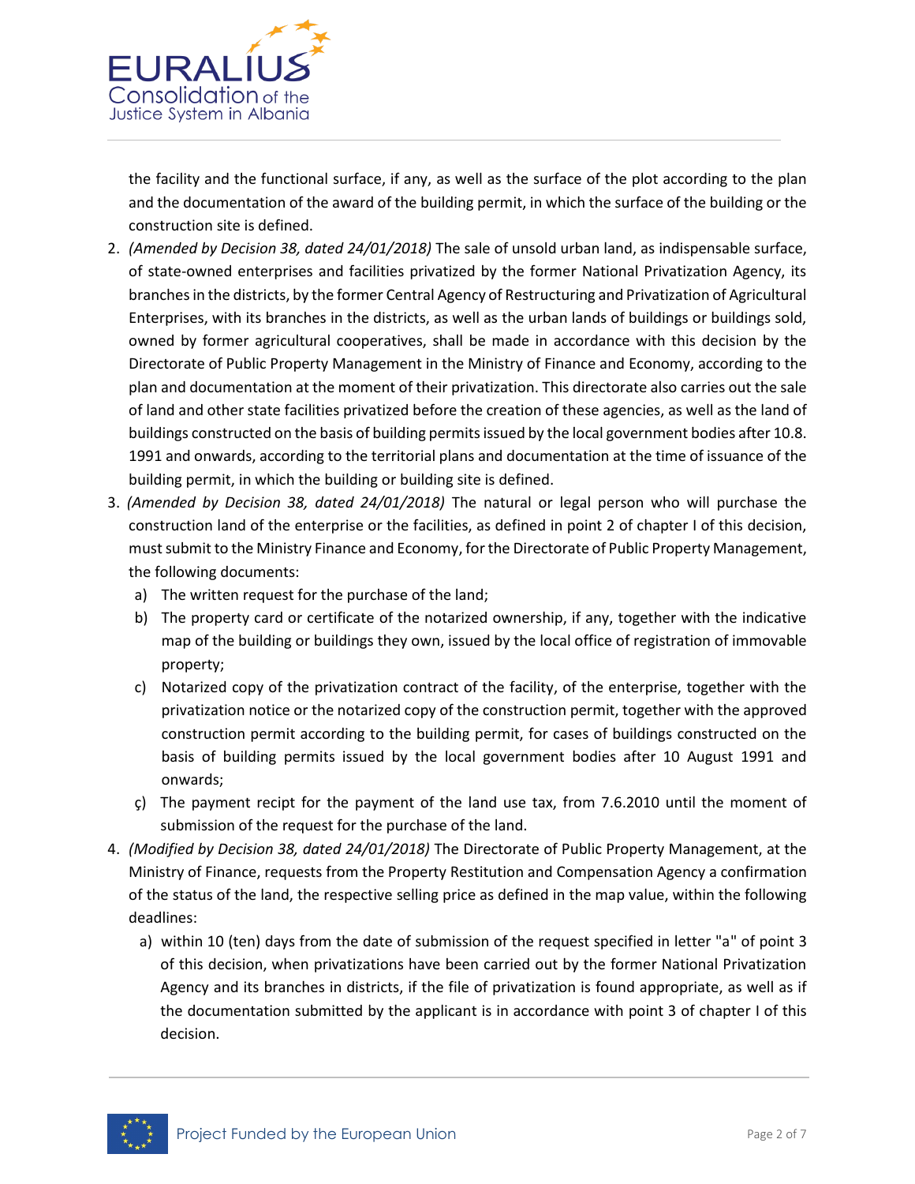the facility and the functional surface, if any, as well as the surface of the plot according to the plan and the documentation of the award of the building permit, in which the surface of the building or the construction site is defined.

2. *(Amended by Decision 38, dated 24/01/2018)* The sale of unsold urban land, as indispensable surface, of state-owned enterprises and facilities privatized by the former National Privatization Agency, its branches in the districts, by the former Central Agency of Restructuring and Privatization of Agricultural Enterprises, with its branches in the districts, as well as the urban lands of buildings or buildings sold, owned by former agricultural cooperatives, shall be made in accordance with this decision by the Directorate of Public Property Management in the Ministry of Finance and Economy, according to the plan and documentation at the moment of their privatization. This directorate also carries out the sale of land and other state facilities privatized before the creation of these agencies, as well as the land of buildings constructed on the basis of building permits issued by the local government bodies after 10.8. 1991 and onwards, according to the territorial plans and documentation at the time of issuance of the building permit, in which the building or building site is defined.
3. *(Amended by Decision 38, dated 24/01/2018)* The natural or legal person who will purchase the construction land of the enterprise or the facilities, as defined in point 2 of chapter I of this decision, must submit to the Ministry Finance and Economy, for the Directorate of Public Property Management, the following documents:
   a) The written request for the purchase of the land;
   b) The property card or certificate of the notarized ownership, if any, together with the indicative map of the building or buildings they own, issued by the local office of registration of immovable property;
   c) Notarized copy of the privatization contract of the facility, of the enterprise, together with the privatization notice or the notarized copy of the construction permit, together with the approved construction permit according to the building permit, for cases of buildings constructed on the basis of building permits issued by the local government bodies after 10 August 1991 and onwards;
   ç) The payment recipt for the payment of the land use tax, from 7.6.2010 until the moment of submission of the request for the purchase of the land.
4. *(Modified by Decision 38, dated 24/01/2018)* The Directorate of Public Property Management, at the Ministry of Finance, requests from the Property Restitution and Compensation Agency a confirmation of the status of the land, the respective selling price as defined in the map value, within the following deadlines:
   a) within 10 (ten) days from the date of submission of the request specified in letter "a" of point 3 of this decision, when privatizations have been carried out by the former National Privatization Agency and its branches in districts, if the file of privatization is found appropriate, as well as if the documentation submitted by the applicant is in accordance with point 3 of chapter I of this decision.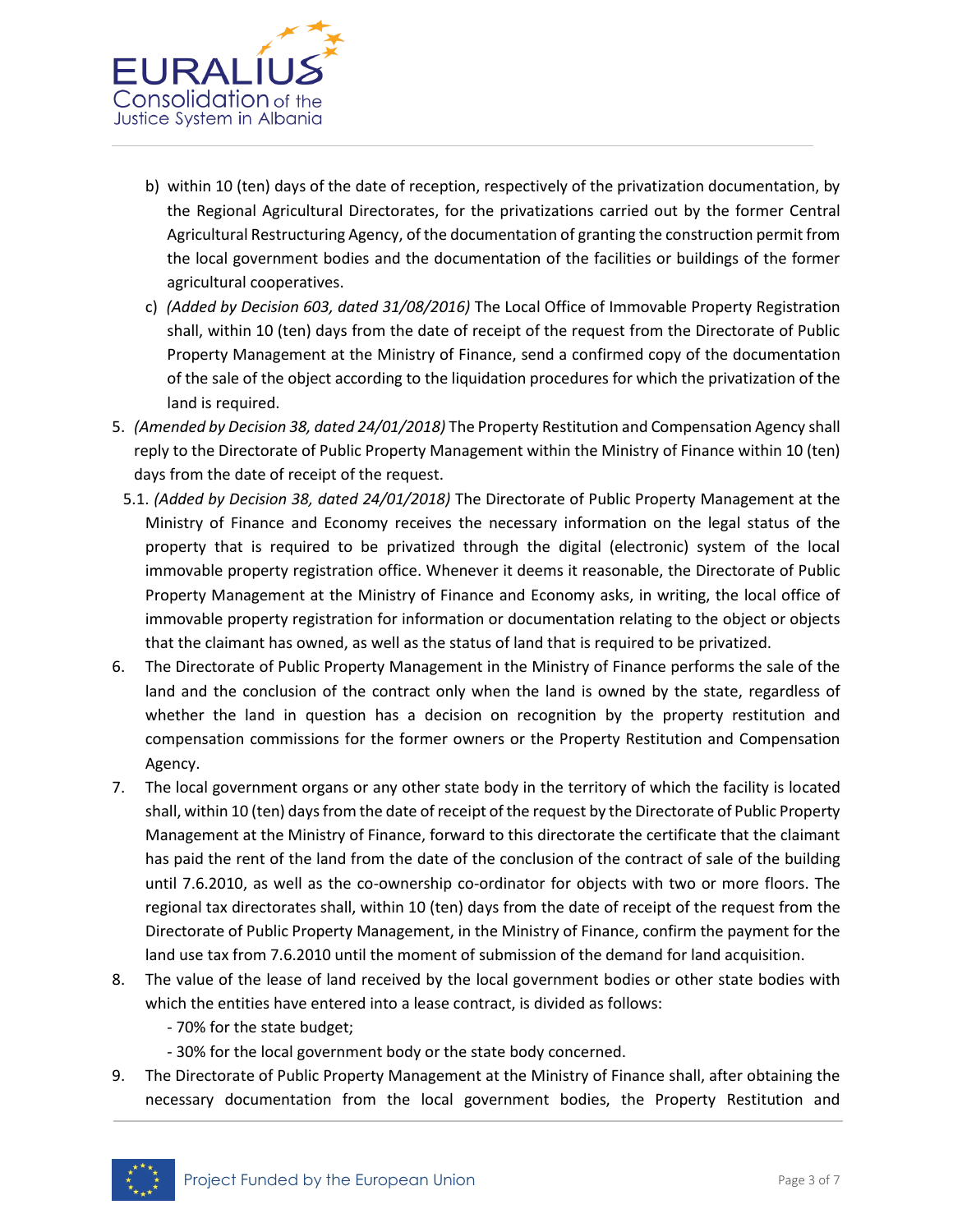b) within 10 (ten) days of the date of reception, respectively of the privatization documentation, by the Regional Agricultural Directorates, for the privatizations carried out by the former Central Agricultural Restructuring Agency, of the documentation of granting the construction permit from the local government bodies and the documentation of the facilities or buildings of the former agricultural cooperatives.

c) *(Added by Decision 603, dated 31/08/2016)* The Local Office of Immovable Property Registration shall, within 10 (ten) days from the date of receipt of the request from the Directorate of Public Property Management at the Ministry of Finance, send a confirmed copy of the documentation of the sale of the object according to the liquidation procedures for which the privatization of the land is required.

5. *(Amended by Decision 38, dated 24/01/2018)* The Property Restitution and Compensation Agency shall reply to the Directorate of Public Property Management within the Ministry of Finance within 10 (ten) days from the date of receipt of the request.

5.1. *(Added by Decision 38, dated 24/01/2018)* The Directorate of Public Property Management at the Ministry of Finance and Economy receives the necessary information on the legal status of the property that is required to be privatized through the digital (electronic) system of the local immovable property registration office. Whenever it deems it reasonable, the Directorate of Public Property Management at the Ministry of Finance and Economy asks, in writing, the local office of immovable property registration for information or documentation relating to the object or objects that the claimant has owned, as well as the status of land that is required to be privatized.

6. The Directorate of Public Property Management in the Ministry of Finance performs the sale of the land and the conclusion of the contract only when the land is owned by the state, regardless of whether the land in question has a decision on recognition by the property restitution and compensation commissions for the former owners or the Property Restitution and Compensation Agency.

7. The local government organs or any other state body in the territory of which the facility is located shall, within 10 (ten) days from the date of receipt of the request by the Directorate of Public Property Management at the Ministry of Finance, forward to this directorate the certificate that the claimant has paid the rent of the land from the date of the conclusion of the contract of sale of the building until 7.6.2010, as well as the co-ownership co-ordinator for objects with two or more floors. The regional tax directorates shall, within 10 (ten) days from the date of receipt of the request from the Directorate of Public Property Management, in the Ministry of Finance, confirm the payment for the land use tax from 7.6.2010 until the moment of submission of the demand for land acquisition.

8. The value of the lease of land received by the local government bodies or other state bodies with which the entities have entered into a lease contract, is divided as follows:
   - 70% for the state budget;
   - 30% for the local government body or the state body concerned.

9. The Directorate of Public Property Management at the Ministry of Finance shall, after obtaining the necessary documentation from the local government bodies, the Property Restitution and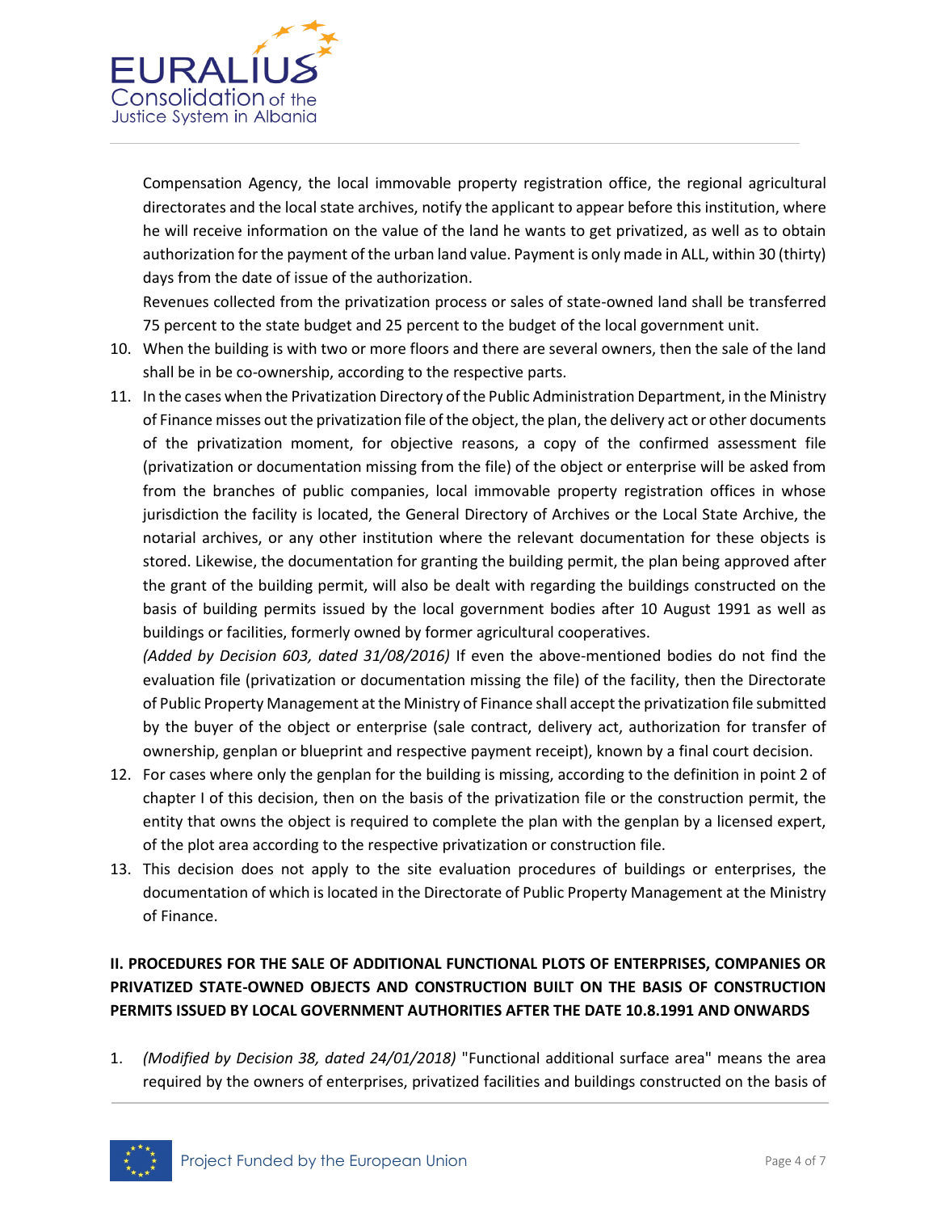Compensation Agency, the local immovable property registration office, the regional agricultural directorates and the local state archives, notify the applicant to appear before this institution, where he will receive information on the value of the land he wants to get privatized, as well as to obtain authorization for the payment of the urban land value. Payment is only made in ALL, within 30 (thirty) days from the date of issue of the authorization.

Revenues collected from the privatization process or sales of state-owned land shall be transferred 75 percent to the state budget and 25 percent to the budget of the local government unit.

10. When the building is with two or more floors and there are several owners, then the sale of the land shall be in be co-ownership, according to the respective parts.
11. In the cases when the Privatization Directory of the Public Administration Department, in the Ministry of Finance misses out the privatization file of the object, the plan, the delivery act or other documents of the privatization moment, for objective reasons, a copy of the confirmed assessment file (privatization or documentation missing from the file) of the object or enterprise will be asked from from the branches of public companies, local immovable property registration offices in whose jurisdiction the facility is located, the General Directory of Archives or the Local State Archive, the notarial archives, or any other institution where the relevant documentation for these objects is stored. Likewise, the documentation for granting the building permit, the plan being approved after the grant of the building permit, will also be dealt with regarding the buildings constructed on the basis of building permits issued by the local government bodies after 10 August 1991 as well as buildings or facilities, formerly owned by former agricultural cooperatives.

    *(Added by Decision 603, dated 31/08/2016)* If even the above-mentioned bodies do not find the evaluation file (privatization or documentation missing the file) of the facility, then the Directorate of Public Property Management at the Ministry of Finance shall accept the privatization file submitted by the buyer of the object or enterprise (sale contract, delivery act, authorization for transfer of ownership, genplan or blueprint and respective payment receipt), known by a final court decision.
12. For cases where only the genplan for the building is missing, according to the definition in point 2 of chapter I of this decision, then on the basis of the privatization file or the construction permit, the entity that owns the object is required to complete the plan with the genplan by a licensed expert, of the plot area according to the respective privatization or construction file.
13. This decision does not apply to the site evaluation procedures of buildings or enterprises, the documentation of which is located in the Directorate of Public Property Management at the Ministry of Finance.

## II. PROCEDURES FOR THE SALE OF ADDITIONAL FUNCTIONAL PLOTS OF ENTERPRISES, COMPANIES OR PRIVATIZED STATE-OWNED OBJECTS AND CONSTRUCTION BUILT ON THE BASIS OF CONSTRUCTION PERMITS ISSUED BY LOCAL GOVERNMENT AUTHORITIES AFTER THE DATE 10.8.1991 AND ONWARDS

1. *(Modified by Decision 38, dated 24/01/2018)* "Functional additional surface area" means the area required by the owners of enterprises, privatized facilities and buildings constructed on the basis of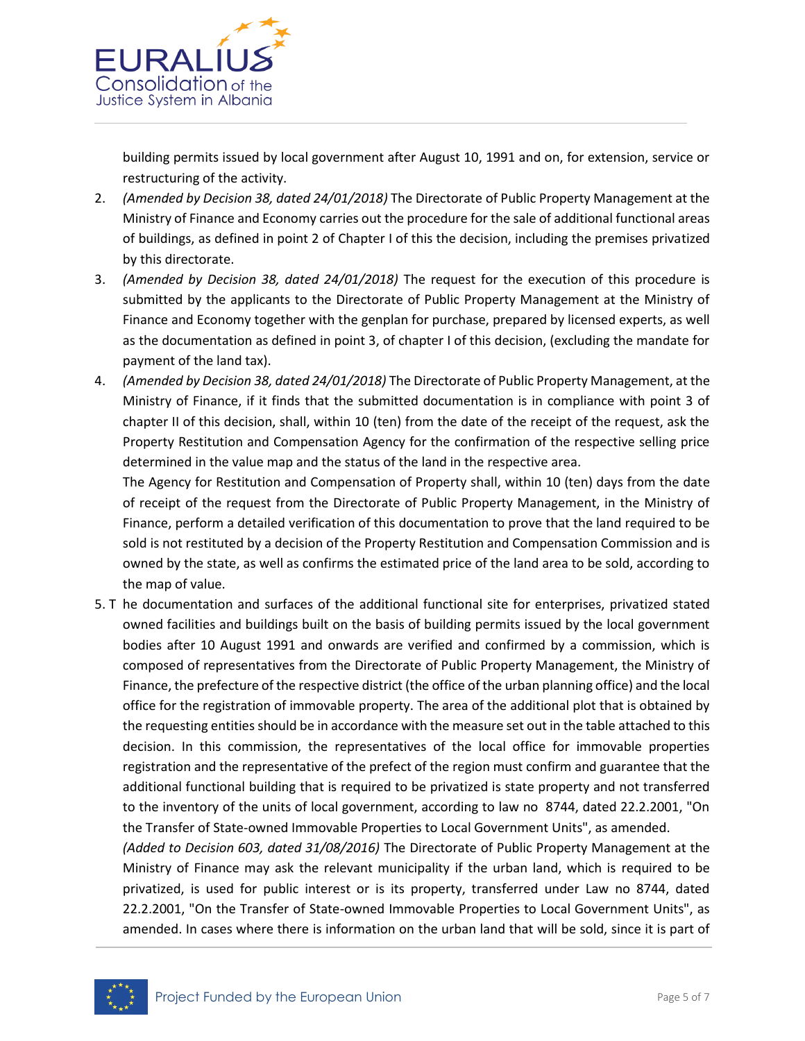building permits issued by local government after August 10, 1991 and on, for extension, service or restructuring of the activity.

2. *(Amended by Decision 38, dated 24/01/2018)* The Directorate of Public Property Management at the Ministry of Finance and Economy carries out the procedure for the sale of additional functional areas of buildings, as defined in point 2 of Chapter I of this the decision, including the premises privatized by this directorate.
3. *(Amended by Decision 38, dated 24/01/2018)* The request for the execution of this procedure is submitted by the applicants to the Directorate of Public Property Management at the Ministry of Finance and Economy together with the genplan for purchase, prepared by licensed experts, as well as the documentation as defined in point 3, of chapter I of this decision, (excluding the mandate for payment of the land tax).
4. *(Amended by Decision 38, dated 24/01/2018)* The Directorate of Public Property Management, at the Ministry of Finance, if it finds that the submitted documentation is in compliance with point 3 of chapter II of this decision, shall, within 10 (ten) from the date of the receipt of the request, ask the Property Restitution and Compensation Agency for the confirmation of the respective selling price determined in the value map and the status of the land in the respective area.

   The Agency for Restitution and Compensation of Property shall, within 10 (ten) days from the date of receipt of the request from the Directorate of Public Property Management, in the Ministry of Finance, perform a detailed verification of this documentation to prove that the land required to be sold is not restituted by a decision of the Property Restitution and Compensation Commission and is owned by the state, as well as confirms the estimated price of the land area to be sold, according to the map of value.
5. T he documentation and surfaces of the additional functional site for enterprises, privatized stated owned facilities and buildings built on the basis of building permits issued by the local government bodies after 10 August 1991 and onwards are verified and confirmed by a commission, which is composed of representatives from the Directorate of Public Property Management, the Ministry of Finance, the prefecture of the respective district (the office of the urban planning office) and the local office for the registration of immovable property. The area of the additional plot that is obtained by the requesting entities should be in accordance with the measure set out in the table attached to this decision. In this commission, the representatives of the local office for immovable properties registration and the representative of the prefect of the region must confirm and guarantee that the additional functional building that is required to be privatized is state property and not transferred to the inventory of the units of local government, according to law no 8744, dated 22.2.2001, "On the Transfer of State-owned Immovable Properties to Local Government Units", as amended.

   *(Added to Decision 603, dated 31/08/2016)* The Directorate of Public Property Management at the Ministry of Finance may ask the relevant municipality if the urban land, which is required to be privatized, is used for public interest or is its property, transferred under Law no 8744, dated 22.2.2001, "On the Transfer of State-owned Immovable Properties to Local Government Units", as amended. In cases where there is information on the urban land that will be sold, since it is part of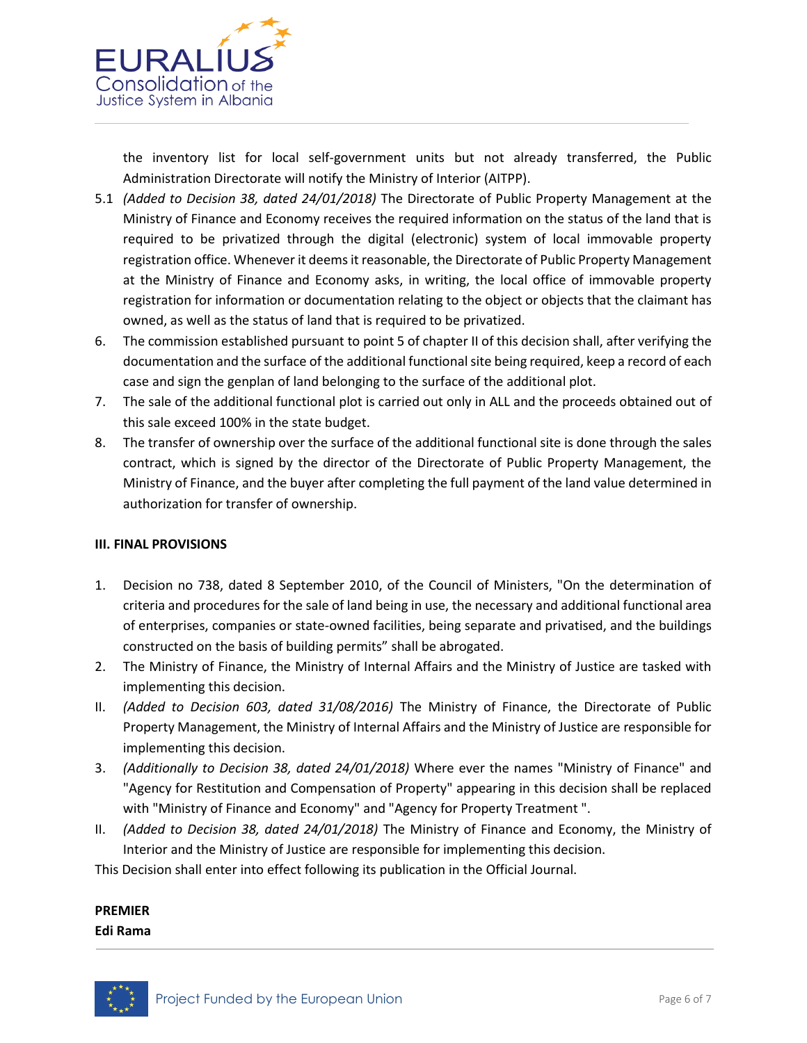the inventory list for local self-government units but not already transferred, the Public Administration Directorate will notify the Ministry of Interior (AITPP).

5.1 *(Added to Decision 38, dated 24/01/2018)* The Directorate of Public Property Management at the Ministry of Finance and Economy receives the required information on the status of the land that is required to be privatized through the digital (electronic) system of local immovable property registration office. Whenever it deems it reasonable, the Directorate of Public Property Management at the Ministry of Finance and Economy asks, in writing, the local office of immovable property registration for information or documentation relating to the object or objects that the claimant has owned, as well as the status of land that is required to be privatized.

6. The commission established pursuant to point 5 of chapter II of this decision shall, after verifying the documentation and the surface of the additional functional site being required, keep a record of each case and sign the genplan of land belonging to the surface of the additional plot.

7. The sale of the additional functional plot is carried out only in ALL and the proceeds obtained out of this sale exceed 100% in the state budget.

8. The transfer of ownership over the surface of the additional functional site is done through the sales contract, which is signed by the director of the Directorate of Public Property Management, the Ministry of Finance, and the buyer after completing the full payment of the land value determined in authorization for transfer of ownership.

**III. FINAL PROVISIONS**

1. Decision no 738, dated 8 September 2010, of the Council of Ministers, "On the determination of criteria and procedures for the sale of land being in use, the necessary and additional functional area of enterprises, companies or state-owned facilities, being separate and privatised, and the buildings constructed on the basis of building permits" shall be abrogated.

2. The Ministry of Finance, the Ministry of Internal Affairs and the Ministry of Justice are tasked with implementing this decision.

II. *(Added to Decision 603, dated 31/08/2016)* The Ministry of Finance, the Directorate of Public Property Management, the Ministry of Internal Affairs and the Ministry of Justice are responsible for implementing this decision.

3. *(Additionally to Decision 38, dated 24/01/2018)* Where ever the names "Ministry of Finance" and "Agency for Restitution and Compensation of Property" appearing in this decision shall be replaced with "Ministry of Finance and Economy" and "Agency for Property Treatment ".

II. *(Added to Decision 38, dated 24/01/2018)* The Ministry of Finance and Economy, the Ministry of Interior and the Ministry of Justice are responsible for implementing this decision.

This Decision shall enter into effect following its publication in the Official Journal.

**PREMIER**
**Edi Rama**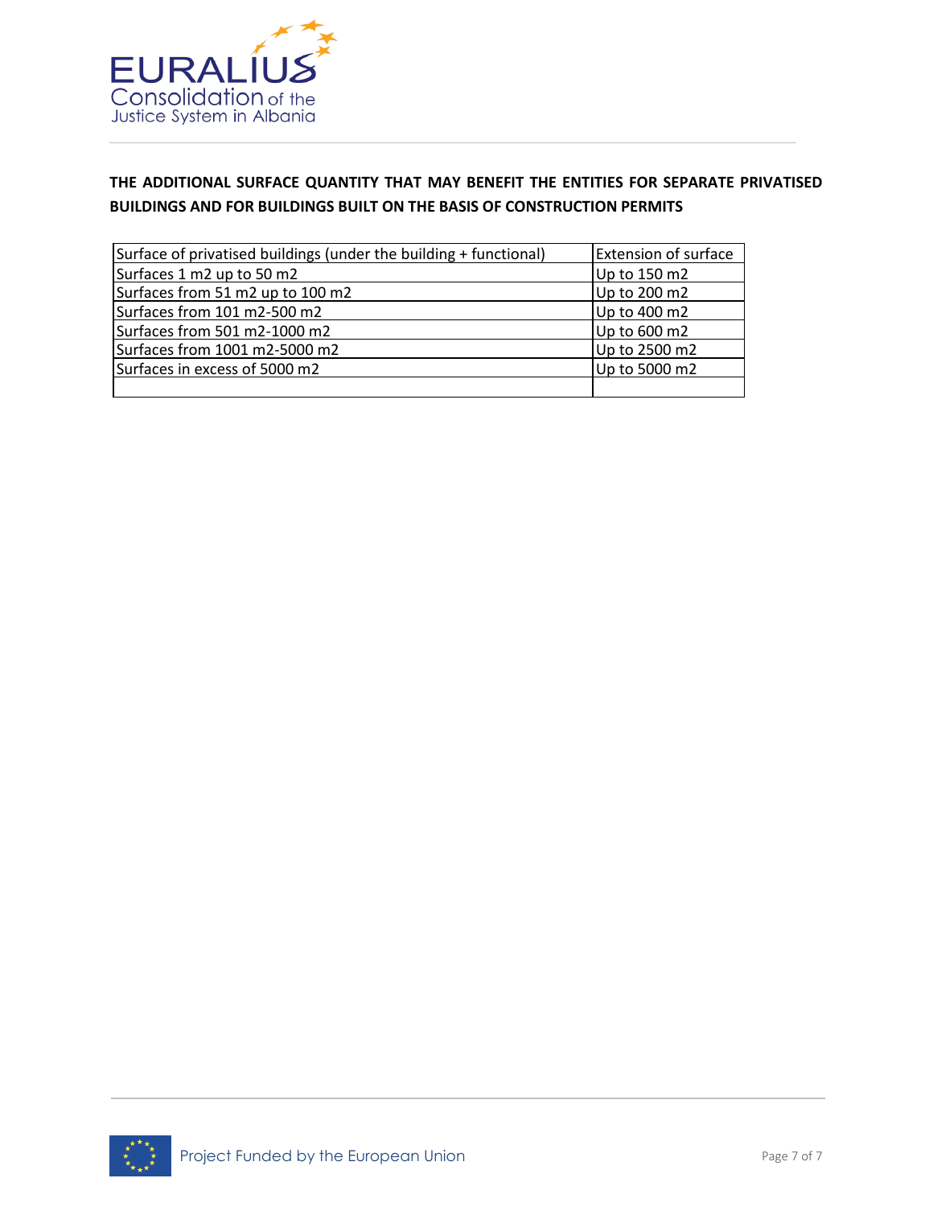**THE ADDITIONAL SURFACE QUANTITY THAT MAY BENEFIT THE ENTITIES FOR SEPARATE PRIVATISED BUILDINGS AND FOR BUILDINGS BUILT ON THE BASIS OF CONSTRUCTION PERMITS**

| Surface of privatised buildings (under the building + functional) | Extension of surface |
|---|---|
| Surfaces 1 m2 up to 50 m2 | Up to 150 m2 |
| Surfaces from 51 m2 up to 100 m2 | Up to 200 m2 |
| Surfaces from 101 m2-500 m2 | Up to 400 m2 |
| Surfaces from 501 m2-1000 m2 | Up to 600 m2 |
| Surfaces from 1001 m2-5000 m2 | Up to 2500 m2 |
| Surfaces in excess of 5000 m2 | Up to 5000 m2 |
| | |